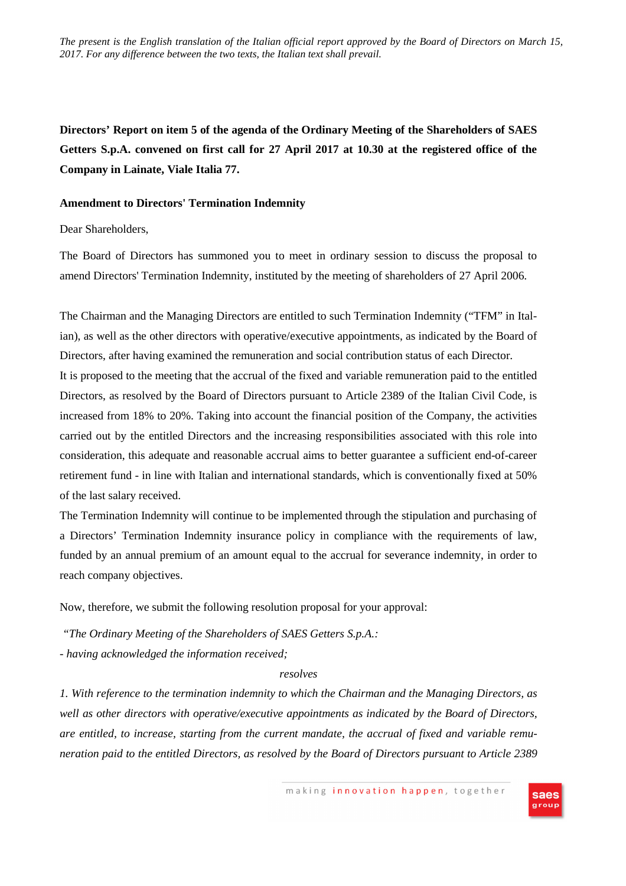*The present is the English translation of the Italian official report approved by the Board of Directors on March 15, 2017. For any difference between the two texts, the Italian text shall prevail.*

**Directors' Report on item 5 of the agenda of the Ordinary Meeting of the Shareholders of SAES Getters S.p.A. convened on first call for 27 April 2017 at 10.30 at the registered office of the Company in Lainate, Viale Italia 77.**

**Amendment to Directors' Termination Indemnity**

Dear Shareholders,

The Board of Directors has summoned you to meet in ordinary session to discuss the proposal to amend Directors' Termination Indemnity, instituted by the meeting of shareholders of 27 April 2006.

The Chairman and the Managing Directors are entitled to such Termination Indemnity ("TFM" in Italian), as well as the other directors with operative/executive appointments, as indicated by the Board of Directors, after having examined the remuneration and social contribution status of each Director.

It is proposed to the meeting that the accrual of the fixed and variable remuneration paid to the entitled Directors, as resolved by the Board of Directors pursuant to Article 2389 of the Italian Civil Code, is increased from 18% to 20%. Taking into account the financial position of the Company, the activities carried out by the entitled Directors and the increasing responsibilities associated with this role into consideration, this adequate and reasonable accrual aims to better guarantee a sufficient end-of-career retirement fund - in line with Italian and international standards, which is conventionally fixed at 50% of the last salary received.

The Termination Indemnity will continue to be implemented through the stipulation and purchasing of a Directors' Termination Indemnity insurance policy in compliance with the requirements of law, funded by an annual premium of an amount equal to the accrual for severance indemnity, in order to reach company objectives.

Now, therefore, we submit the following resolution proposal for your approval:

*"The Ordinary Meeting of the Shareholders of SAES Getters S.p.A.:*

*- having acknowledged the information received;*

*resolves*

*1. With reference to the termination indemnity to which the Chairman and the Managing Directors, as well as other directors with operative/executive appointments as indicated by the Board of Directors, are entitled, to increase, starting from the current mandate, the accrual of fixed and variable remuneration paid to the entitled Directors, as resolved by the Board of Directors pursuant to Article 2389*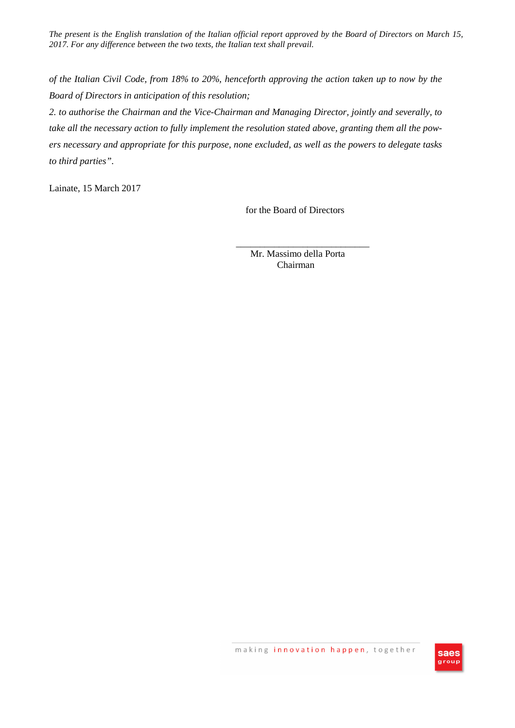*The present is the English translation of the Italian official report approved by the Board of Directors on March 15, 2017. For any difference between the two texts, the Italian text shall prevail.*

*of the Italian Civil Code, from 18% to 20%, henceforth approving the action taken up to now by the Board of Directors in anticipation of this resolution;*

*2. to authorise the Chairman and the Vice-Chairman and Managing Director, jointly and severally, to take all the necessary action to fully implement the resolution stated above, granting them all the powers necessary and appropriate for this purpose, none excluded, as well as the powers to delegate tasks to third parties".*

Lainate, 15 March 2017

for the Board of Directors

\_\_\_\_\_\_\_\_\_\_\_\_\_\_\_\_\_\_\_\_\_\_\_\_\_\_\_\_

Mr. Massimo della Porta
Chairman